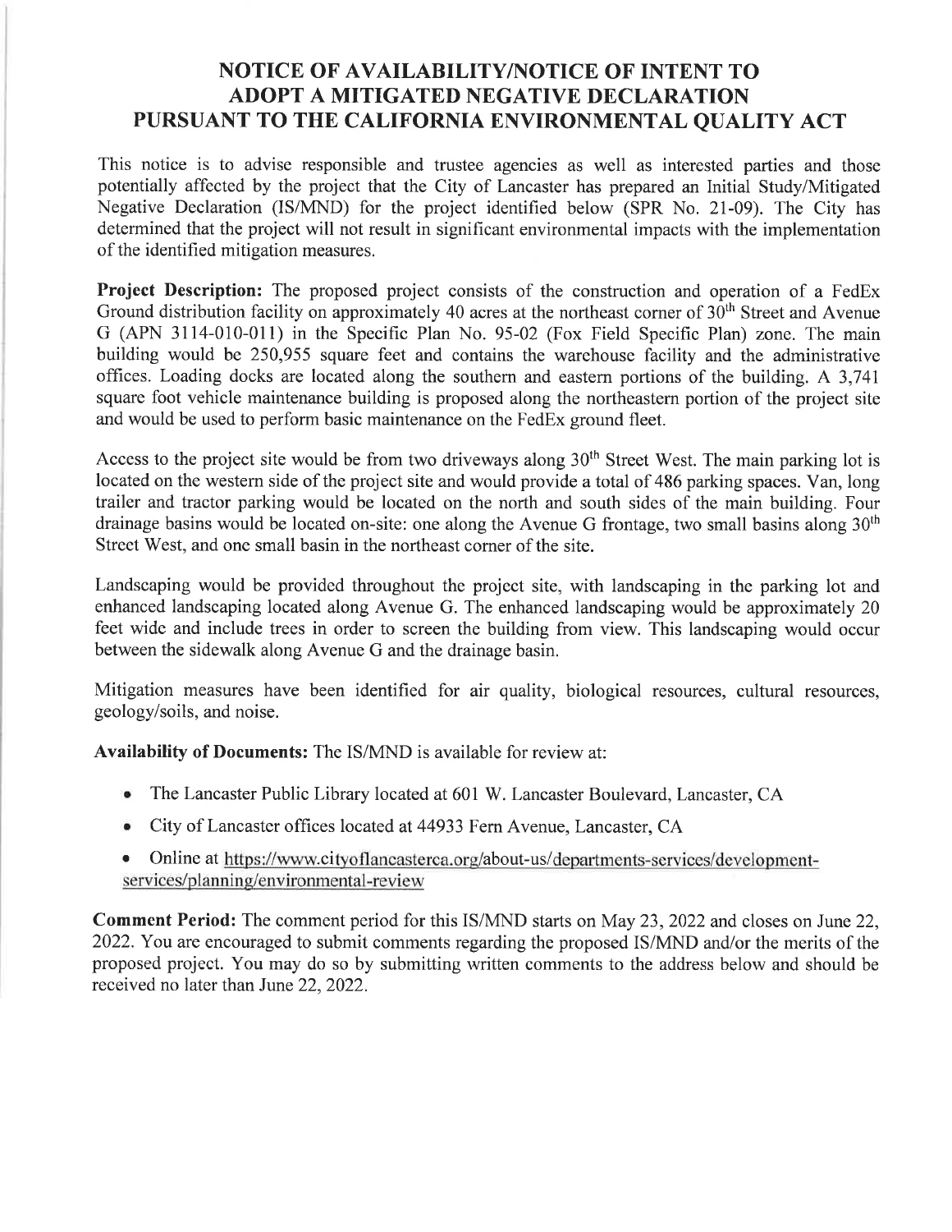# NOTICE OF AVAILABILITY/NOTICE OF INTENT TO ADOPT A MITIGATED NEGATIVE DECLARATION PURSUANT TO THE CALIFORNIA ENVIRONMENTAL QUALITY ACT

This notice is to advise responsible and trustee agencies as well as interested parties and those potentially affected by the project that the City of Lancaster has prepared an Initial Study/Mitigated Negative Declaration (IS/MND) for the project identified below (SPR No. 21-09). The City has determined that the project will not result in significant environmental impacts with the implementation of the identified mitigation measures.

**Project Description:** The proposed project consists of the construction and operation of a FedEx Ground distribution facility on approximately 40 acres at the northeast corner of 30th Street and Avenue G (APN 3114-010-011) in the Specific Plan No. 95-02 (Fox Field Specific Plan) zone. The main building would be 250,955 square feet and contains the warehouse facility and the administrative offices. Loading docks are located along the southern and eastern portions of the building. A 3,741 square foot vehicle maintenance building is proposed along the northeastern portion of the project site and would be used to perform basic maintenance on the FedEx ground fleet.

Access to the project site would be from two driveways along 30th Street West. The main parking lot is located on the western side of the project site and would provide a total of 486 parking spaces. Van, long trailer and tractor parking would be located on the north and south sides of the main building. Four drainage basins would be located on-site: one along the Avenue G frontage, two small basins along 30th Street West, and one small basin in the northeast corner of the site.

Landscaping would be provided throughout the project site, with landscaping in the parking lot and enhanced landscaping located along Avenue G. The enhanced landscaping would be approximately 20 feet wide and include trees in order to screen the building from view. This landscaping would occur between the sidewalk along Avenue G and the drainage basin.

Mitigation measures have been identified for air quality, biological resources, cultural resources, geology/soils, and noise.

**Availability of Documents:** The IS/MND is available for review at:

- The Lancaster Public Library located at 601 W. Lancaster Boulevard, Lancaster, CA
- City of Lancaster offices located at 44933 Fern Avenue, Lancaster, CA
- Online at https://www.cityoflancasterca.org/about-us/departments-services/development-services/planning/environmental-review

**Comment Period:** The comment period for this IS/MND starts on May 23, 2022 and closes on June 22, 2022. You are encouraged to submit comments regarding the proposed IS/MND and/or the merits of the proposed project. You may do so by submitting written comments to the address below and should be received no later than June 22, 2022.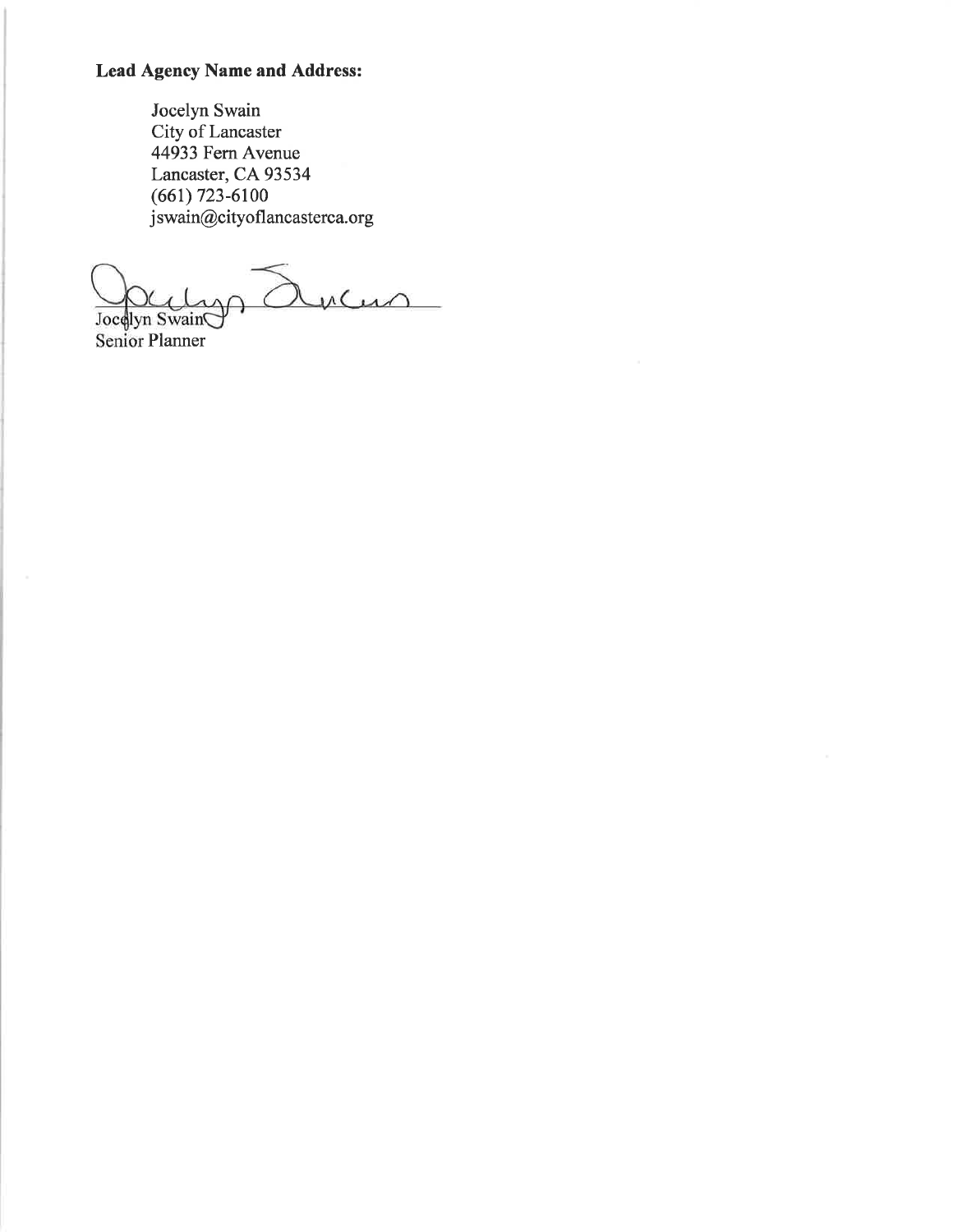**Lead Agency Name and Address:**

Jocelyn Swain
City of Lancaster
44933 Fern Avenue
Lancaster, CA 93534
(661) 723-6100
jswain@cityoflancasterca.org

Jocelyn Swain
Senior Planner